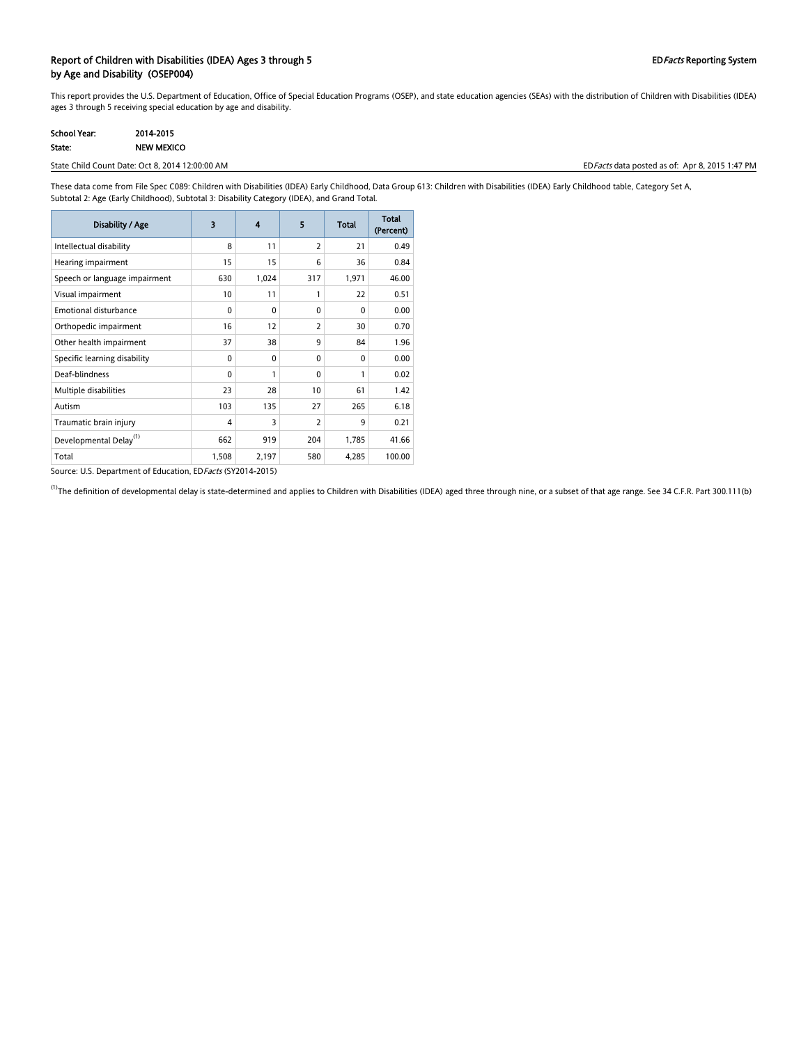# Report of Children with Disabilities (IDEA) Ages 3 through 5 by Age and Disability (OSEP004)

ED*Facts* Reporting System

This report provides the U.S. Department of Education, Office of Special Education Programs (OSEP), and state education agencies (SEAs) with the distribution of Children with Disabilities (IDEA) ages 3 through 5 receiving special education by age and disability.

**School Year:** 2014-2015

**State:** NEW MEXICO

State Child Count Date: Oct 8, 2014 12:00:00 AM

ED*Facts* data posted as of: Apr 8, 2015 1:47 PM

These data come from File Spec C089: Children with Disabilities (IDEA) Early Childhood, Data Group 613: Children with Disabilities (IDEA) Early Childhood table, Category Set A, Subtotal 2: Age (Early Childhood), Subtotal 3: Disability Category (IDEA), and Grand Total.

| Disability / Age | 3 | 4 | 5 | Total | Total (Percent) |
|---|---|---|---|---|---|
| Intellectual disability | 8 | 11 | 2 | 21 | 0.49 |
| Hearing impairment | 15 | 15 | 6 | 36 | 0.84 |
| Speech or language impairment | 630 | 1,024 | 317 | 1,971 | 46.00 |
| Visual impairment | 10 | 11 | 1 | 22 | 0.51 |
| Emotional disturbance | 0 | 0 | 0 | 0 | 0.00 |
| Orthopedic impairment | 16 | 12 | 2 | 30 | 0.70 |
| Other health impairment | 37 | 38 | 9 | 84 | 1.96 |
| Specific learning disability | 0 | 0 | 0 | 0 | 0.00 |
| Deaf-blindness | 0 | 1 | 0 | 1 | 0.02 |
| Multiple disabilities | 23 | 28 | 10 | 61 | 1.42 |
| Autism | 103 | 135 | 27 | 265 | 6.18 |
| Traumatic brain injury | 4 | 3 | 2 | 9 | 0.21 |
| Developmental Delay[(1)] | 662 | 919 | 204 | 1,785 | 41.66 |
| Total | 1,508 | 2,197 | 580 | 4,285 | 100.00 |

Source: U.S. Department of Education, ED*Facts* (SY2014-2015)

[(1)]The definition of developmental delay is state-determined and applies to Children with Disabilities (IDEA) aged three through nine, or a subset of that age range. See 34 C.F.R. Part 300.111(b)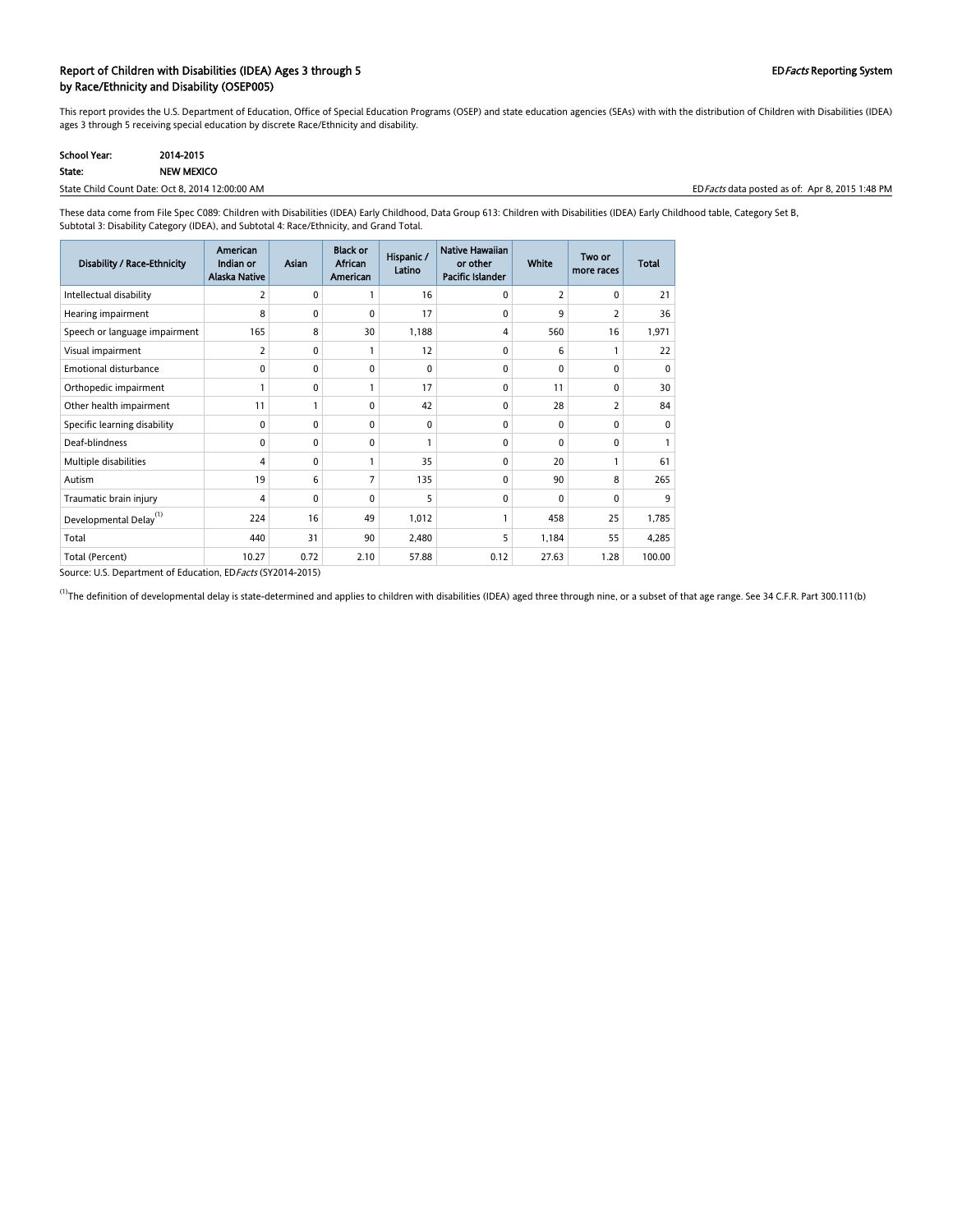## Report of Children with Disabilities (IDEA) Ages 3 through 5 by Race/Ethnicity and Disability (OSEP005)

ED*Facts* Reporting System

This report provides the U.S. Department of Education, Office of Special Education Programs (OSEP) and state education agencies (SEAs) with with the distribution of Children with Disabilities (IDEA) ages 3 through 5 receiving special education by discrete Race/Ethnicity and disability.

**School Year:** 2014-2015
**State:** NEW MEXICO

State Child Count Date: Oct 8, 2014 12:00:00 AM

ED*Facts* data posted as of: Apr 8, 2015 1:48 PM

These data come from File Spec C089: Children with Disabilities (IDEA) Early Childhood, Data Group 613: Children with Disabilities (IDEA) Early Childhood table, Category Set B, Subtotal 3: Disability Category (IDEA), and Subtotal 4: Race/Ethnicity, and Grand Total.

| Disability / Race-Ethnicity | American Indian or Alaska Native | Asian | Black or African American | Hispanic / Latino | Native Hawaiian or other Pacific Islander | White | Two or more races | Total |
|---|---|---|---|---|---|---|---|---|
| Intellectual disability | 2 | 0 | 1 | 16 | 0 | 2 | 0 | 21 |
| Hearing impairment | 8 | 0 | 0 | 17 | 0 | 9 | 2 | 36 |
| Speech or language impairment | 165 | 8 | 30 | 1,188 | 4 | 560 | 16 | 1,971 |
| Visual impairment | 2 | 0 | 1 | 12 | 0 | 6 | 1 | 22 |
| Emotional disturbance | 0 | 0 | 0 | 0 | 0 | 0 | 0 | 0 |
| Orthopedic impairment | 1 | 0 | 1 | 17 | 0 | 11 | 0 | 30 |
| Other health impairment | 11 | 1 | 0 | 42 | 0 | 28 | 2 | 84 |
| Specific learning disability | 0 | 0 | 0 | 0 | 0 | 0 | 0 | 0 |
| Deaf-blindness | 0 | 0 | 0 | 1 | 0 | 0 | 0 | 1 |
| Multiple disabilities | 4 | 0 | 1 | 35 | 0 | 20 | 1 | 61 |
| Autism | 19 | 6 | 7 | 135 | 0 | 90 | 8 | 265 |
| Traumatic brain injury | 4 | 0 | 0 | 5 | 0 | 0 | 0 | 9 |
| Developmental Delay[1] | 224 | 16 | 49 | 1,012 | 1 | 458 | 25 | 1,785 |
| Total | 440 | 31 | 90 | 2,480 | 5 | 1,184 | 55 | 4,285 |
| Total (Percent) | 10.27 | 0.72 | 2.10 | 57.88 | 0.12 | 27.63 | 1.28 | 100.00 |

Source: U.S. Department of Education, ED*Facts* (SY2014-2015)

[1] The definition of developmental delay is state-determined and applies to children with disabilities (IDEA) aged three through nine, or a subset of that age range. See 34 C.F.R. Part 300.111(b)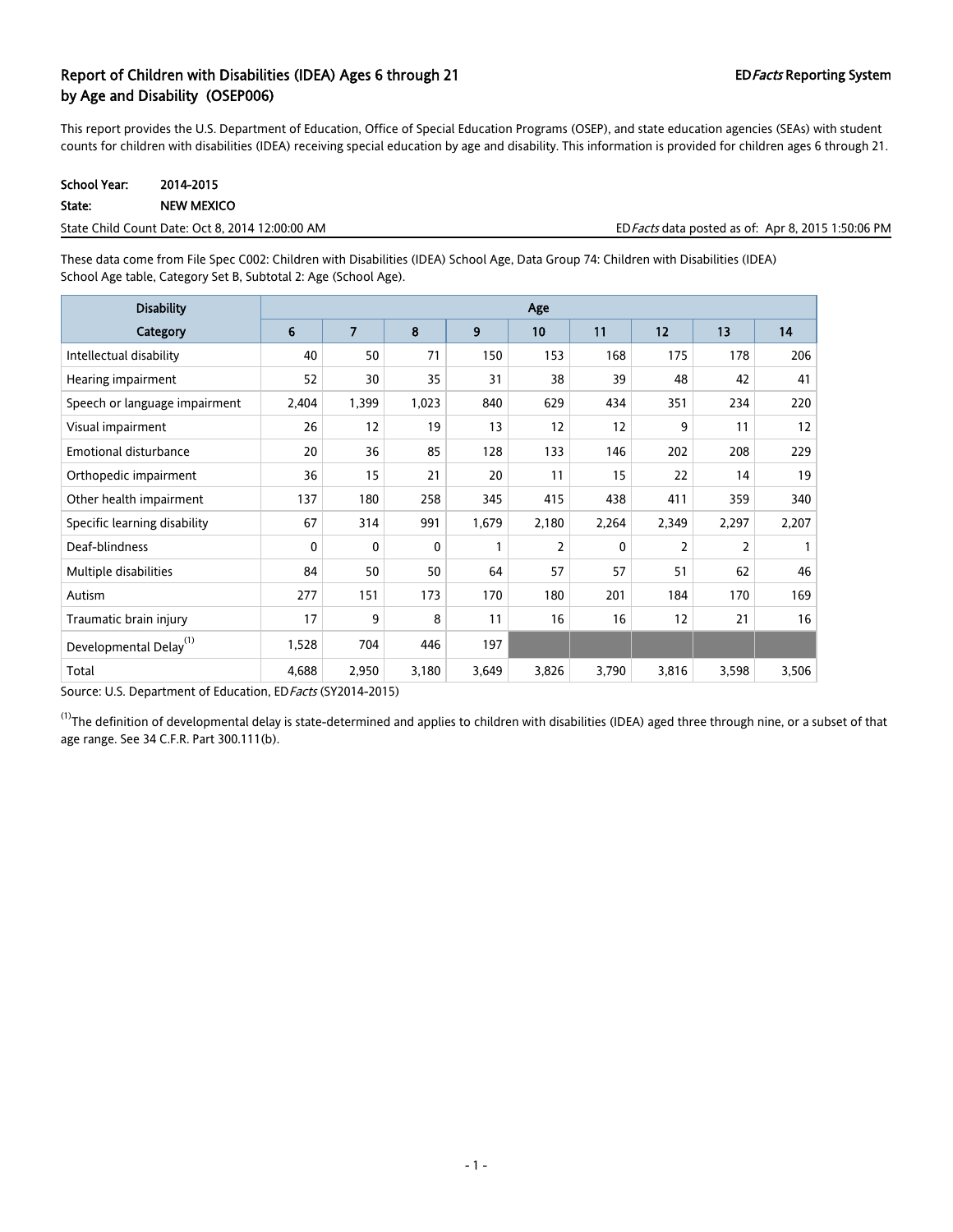# Report of Children with Disabilities (IDEA) Ages 6 through 21 by Age and Disability (OSEP006)

**ED*Facts* Reporting System**

This report provides the U.S. Department of Education, Office of Special Education Programs (OSEP), and state education agencies (SEAs) with student counts for children with disabilities (IDEA) receiving special education by age and disability. This information is provided for children ages 6 through 21.

**School Year:** 2014-2015

**State:** NEW MEXICO

State Child Count Date: Oct 8, 2014 12:00:00 AM

ED*Facts* data posted as of: Apr 8, 2015 1:50:06 PM

These data come from File Spec C002: Children with Disabilities (IDEA) School Age, Data Group 74: Children with Disabilities (IDEA) School Age table, Category Set B, Subtotal 2: Age (School Age).

| Disability | Age | | | | | | | | |
|---|---|---|---|---|---|---|---|---|---|
| Category | 6 | 7 | 8 | 9 | 10 | 11 | 12 | 13 | 14 |
| Intellectual disability | 40 | 50 | 71 | 150 | 153 | 168 | 175 | 178 | 206 |
| Hearing impairment | 52 | 30 | 35 | 31 | 38 | 39 | 48 | 42 | 41 |
| Speech or language impairment | 2,404 | 1,399 | 1,023 | 840 | 629 | 434 | 351 | 234 | 220 |
| Visual impairment | 26 | 12 | 19 | 13 | 12 | 12 | 9 | 11 | 12 |
| Emotional disturbance | 20 | 36 | 85 | 128 | 133 | 146 | 202 | 208 | 229 |
| Orthopedic impairment | 36 | 15 | 21 | 20 | 11 | 15 | 22 | 14 | 19 |
| Other health impairment | 137 | 180 | 258 | 345 | 415 | 438 | 411 | 359 | 340 |
| Specific learning disability | 67 | 314 | 991 | 1,679 | 2,180 | 2,264 | 2,349 | 2,297 | 2,207 |
| Deaf-blindness | 0 | 0 | 0 | 1 | 2 | 0 | 2 | 2 | 1 |
| Multiple disabilities | 84 | 50 | 50 | 64 | 57 | 57 | 51 | 62 | 46 |
| Autism | 277 | 151 | 173 | 170 | 180 | 201 | 184 | 170 | 169 |
| Traumatic brain injury | 17 | 9 | 8 | 11 | 16 | 16 | 12 | 21 | 16 |
| Developmental Delay[(1)] | 1,528 | 704 | 446 | 197 | | | | | |
| Total | 4,688 | 2,950 | 3,180 | 3,649 | 3,826 | 3,790 | 3,816 | 3,598 | 3,506 |

Source: U.S. Department of Education, ED*Facts* (SY2014-2015)

[(1)]The definition of developmental delay is state-determined and applies to children with disabilities (IDEA) aged three through nine, or a subset of that age range. See 34 C.F.R. Part 300.111(b).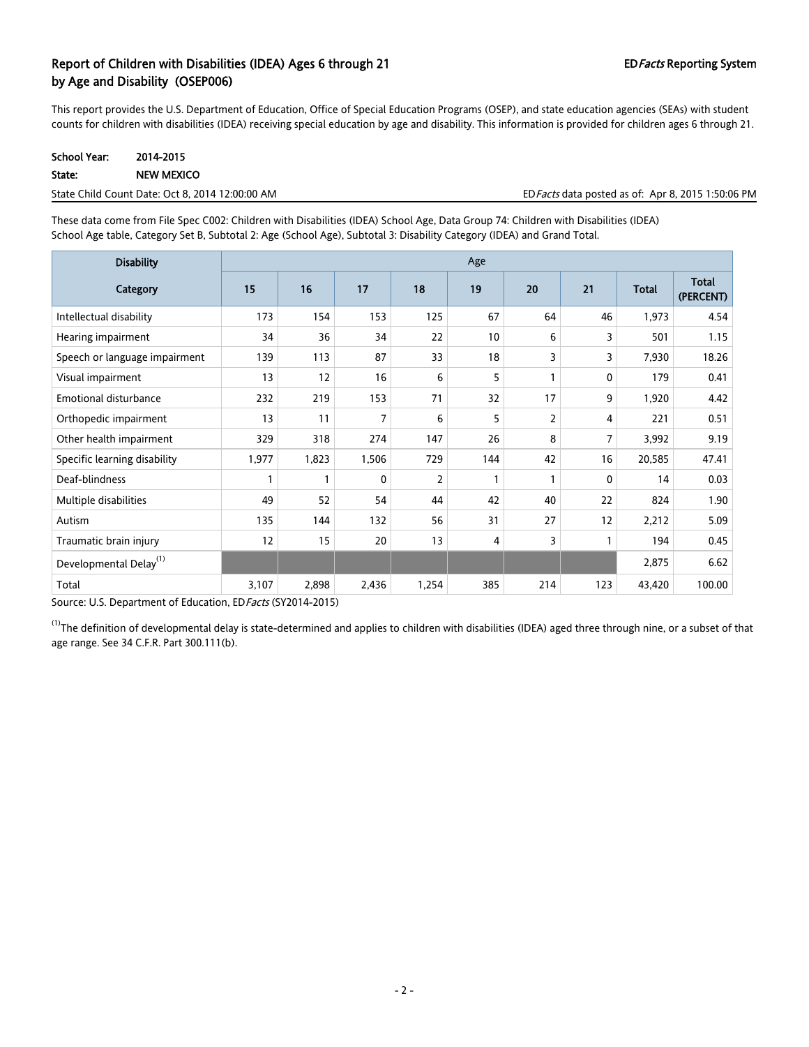# Report of Children with Disabilities (IDEA) Ages 6 through 21 by Age and Disability (OSEP006)

ED*Facts* Reporting System

This report provides the U.S. Department of Education, Office of Special Education Programs (OSEP), and state education agencies (SEAs) with student counts for children with disabilities (IDEA) receiving special education by age and disability. This information is provided for children ages 6 through 21.

**School Year:** 2014-2015

**State:** NEW MEXICO

State Child Count Date: Oct 8, 2014 12:00:00 AM

ED*Facts* data posted as of: Apr 8, 2015 1:50:06 PM

These data come from File Spec C002: Children with Disabilities (IDEA) School Age, Data Group 74: Children with Disabilities (IDEA) School Age table, Category Set B, Subtotal 2: Age (School Age), Subtotal 3: Disability Category (IDEA) and Grand Total.

| Disability Category | Age | | | | | | | | |
|---|---|---|---|---|---|---|---|---|---|
| | 15 | 16 | 17 | 18 | 19 | 20 | 21 | Total | Total (PERCENT) |
| Intellectual disability | 173 | 154 | 153 | 125 | 67 | 64 | 46 | 1,973 | 4.54 |
| Hearing impairment | 34 | 36 | 34 | 22 | 10 | 6 | 3 | 501 | 1.15 |
| Speech or language impairment | 139 | 113 | 87 | 33 | 18 | 3 | 3 | 7,930 | 18.26 |
| Visual impairment | 13 | 12 | 16 | 6 | 5 | 1 | 0 | 179 | 0.41 |
| Emotional disturbance | 232 | 219 | 153 | 71 | 32 | 17 | 9 | 1,920 | 4.42 |
| Orthopedic impairment | 13 | 11 | 7 | 6 | 5 | 2 | 4 | 221 | 0.51 |
| Other health impairment | 329 | 318 | 274 | 147 | 26 | 8 | 7 | 3,992 | 9.19 |
| Specific learning disability | 1,977 | 1,823 | 1,506 | 729 | 144 | 42 | 16 | 20,585 | 47.41 |
| Deaf-blindness | 1 | 1 | 0 | 2 | 1 | 1 | 0 | 14 | 0.03 |
| Multiple disabilities | 49 | 52 | 54 | 44 | 42 | 40 | 22 | 824 | 1.90 |
| Autism | 135 | 144 | 132 | 56 | 31 | 27 | 12 | 2,212 | 5.09 |
| Traumatic brain injury | 12 | 15 | 20 | 13 | 4 | 3 | 1 | 194 | 0.45 |
| Developmental Delay[(1)] | | | | | | | | 2,875 | 6.62 |
| Total | 3,107 | 2,898 | 2,436 | 1,254 | 385 | 214 | 123 | 43,420 | 100.00 |

Source: U.S. Department of Education, ED*Facts* (SY2014-2015)

[(1)]The definition of developmental delay is state-determined and applies to children with disabilities (IDEA) aged three through nine, or a subset of that age range. See 34 C.F.R. Part 300.111(b).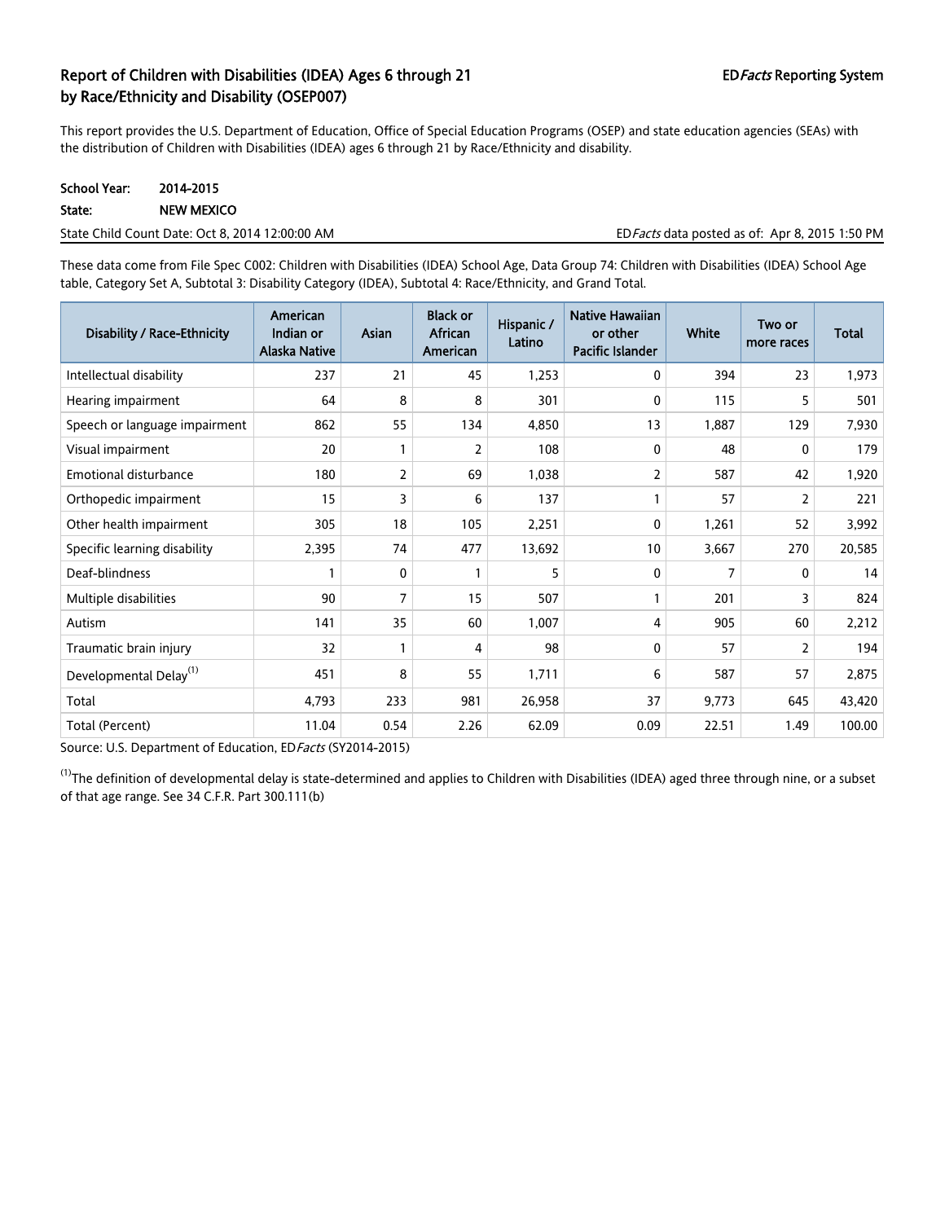# Report of Children with Disabilities (IDEA) Ages 6 through 21 by Race/Ethnicity and Disability (OSEP007)

ED*Facts* Reporting System

This report provides the U.S. Department of Education, Office of Special Education Programs (OSEP) and state education agencies (SEAs) with the distribution of Children with Disabilities (IDEA) ages 6 through 21 by Race/Ethnicity and disability.

**School Year:** 2014-2015

**State:** NEW MEXICO

State Child Count Date: Oct 8, 2014 12:00:00 AM

ED*Facts* data posted as of: Apr 8, 2015 1:50 PM

These data come from File Spec C002: Children with Disabilities (IDEA) School Age, Data Group 74: Children with Disabilities (IDEA) School Age table, Category Set A, Subtotal 3: Disability Category (IDEA), Subtotal 4: Race/Ethnicity, and Grand Total.

| Disability / Race-Ethnicity | American Indian or Alaska Native | Asian | Black or African American | Hispanic / Latino | Native Hawaiian or other Pacific Islander | White | Two or more races | Total |
|---|---|---|---|---|---|---|---|---|
| Intellectual disability | 237 | 21 | 45 | 1,253 | 0 | 394 | 23 | 1,973 |
| Hearing impairment | 64 | 8 | 8 | 301 | 0 | 115 | 5 | 501 |
| Speech or language impairment | 862 | 55 | 134 | 4,850 | 13 | 1,887 | 129 | 7,930 |
| Visual impairment | 20 | 1 | 2 | 108 | 0 | 48 | 0 | 179 |
| Emotional disturbance | 180 | 2 | 69 | 1,038 | 2 | 587 | 42 | 1,920 |
| Orthopedic impairment | 15 | 3 | 6 | 137 | 1 | 57 | 2 | 221 |
| Other health impairment | 305 | 18 | 105 | 2,251 | 0 | 1,261 | 52 | 3,992 |
| Specific learning disability | 2,395 | 74 | 477 | 13,692 | 10 | 3,667 | 270 | 20,585 |
| Deaf-blindness | 1 | 0 | 1 | 5 | 0 | 7 | 0 | 14 |
| Multiple disabilities | 90 | 7 | 15 | 507 | 1 | 201 | 3 | 824 |
| Autism | 141 | 35 | 60 | 1,007 | 4 | 905 | 60 | 2,212 |
| Traumatic brain injury | 32 | 1 | 4 | 98 | 0 | 57 | 2 | 194 |
| Developmental Delay[1] | 451 | 8 | 55 | 1,711 | 6 | 587 | 57 | 2,875 |
| Total | 4,793 | 233 | 981 | 26,958 | 37 | 9,773 | 645 | 43,420 |
| Total (Percent) | 11.04 | 0.54 | 2.26 | 62.09 | 0.09 | 22.51 | 1.49 | 100.00 |

Source: U.S. Department of Education, ED*Facts* (SY2014-2015)

[1]The definition of developmental delay is state-determined and applies to Children with Disabilities (IDEA) aged three through nine, or a subset of that age range. See 34 C.F.R. Part 300.111(b)